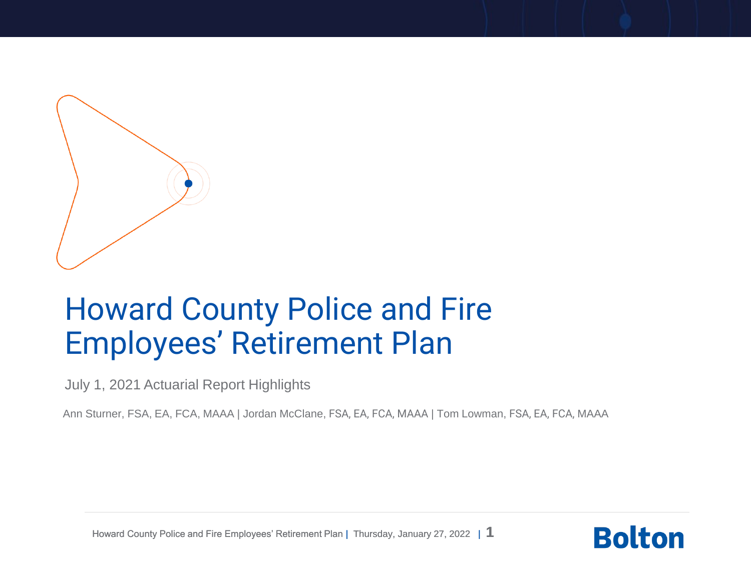# Howard County Police and Fire Employees' Retirement Plan

July 1, 2021 Actuarial Report Highlights

Ann Sturner, FSA, EA, FCA, MAAA | Jordan McClane, FSA, EA, FCA, MAAA | Tom Lowman, FSA, EA, FCA, MAAA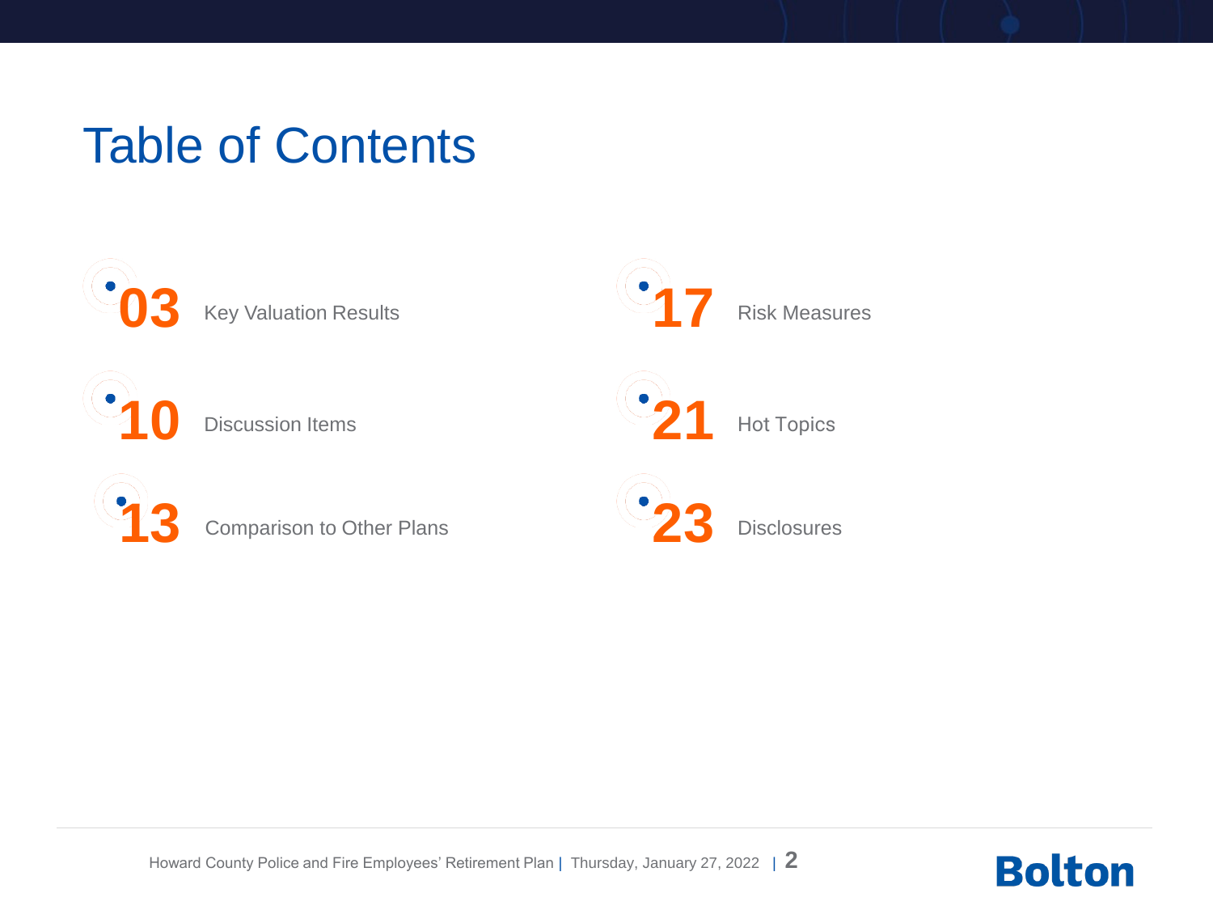# Table of Contents

- **03** Key Valuation Results
- **10** Discussion Items
- **13** Comparison to Other Plans
- **17** Risk Measures
- **21** Hot Topics
- **23** Disclosures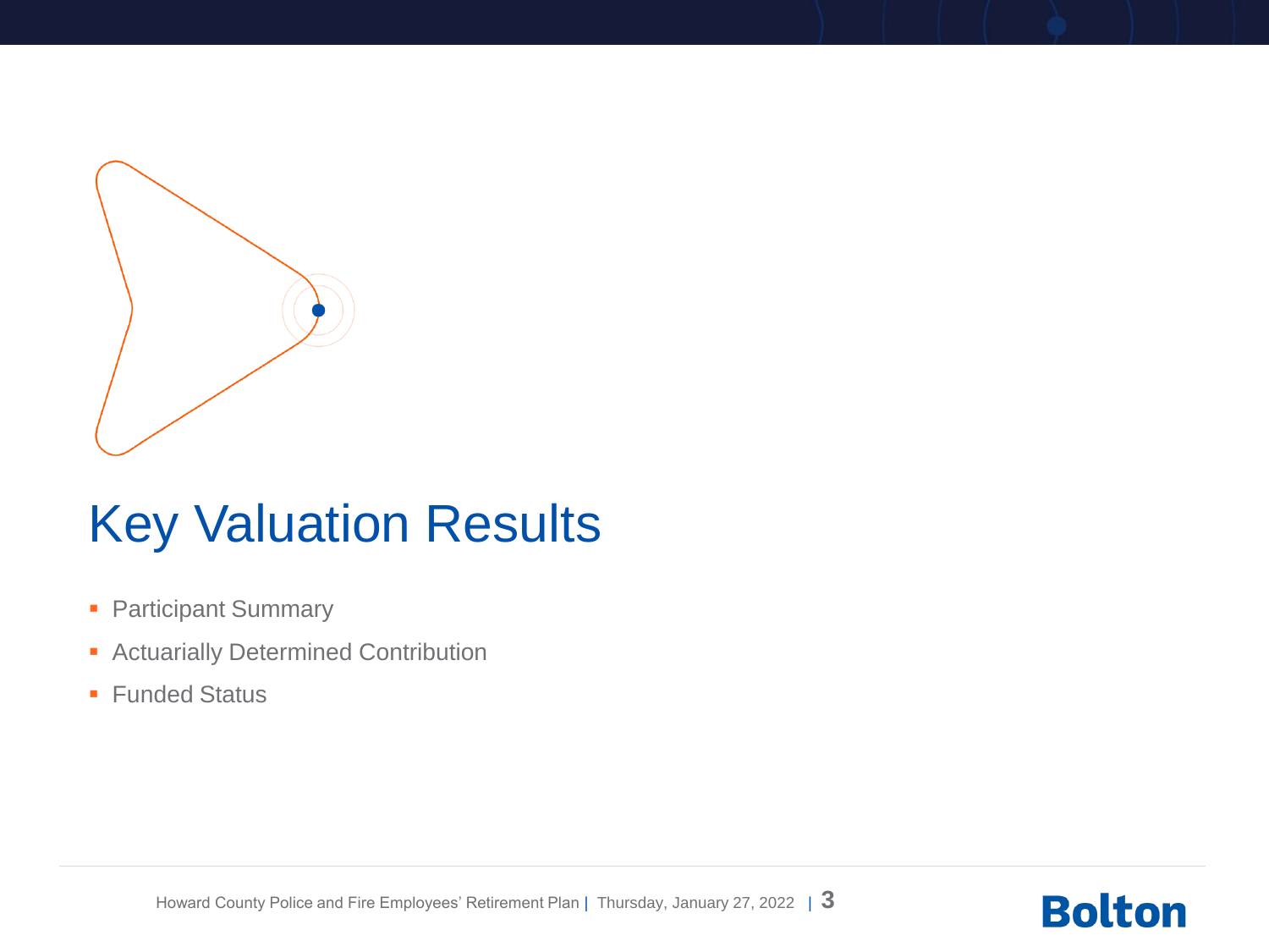# Key Valuation Results

- Participant Summary
- Actuarially Determined Contribution
- Funded Status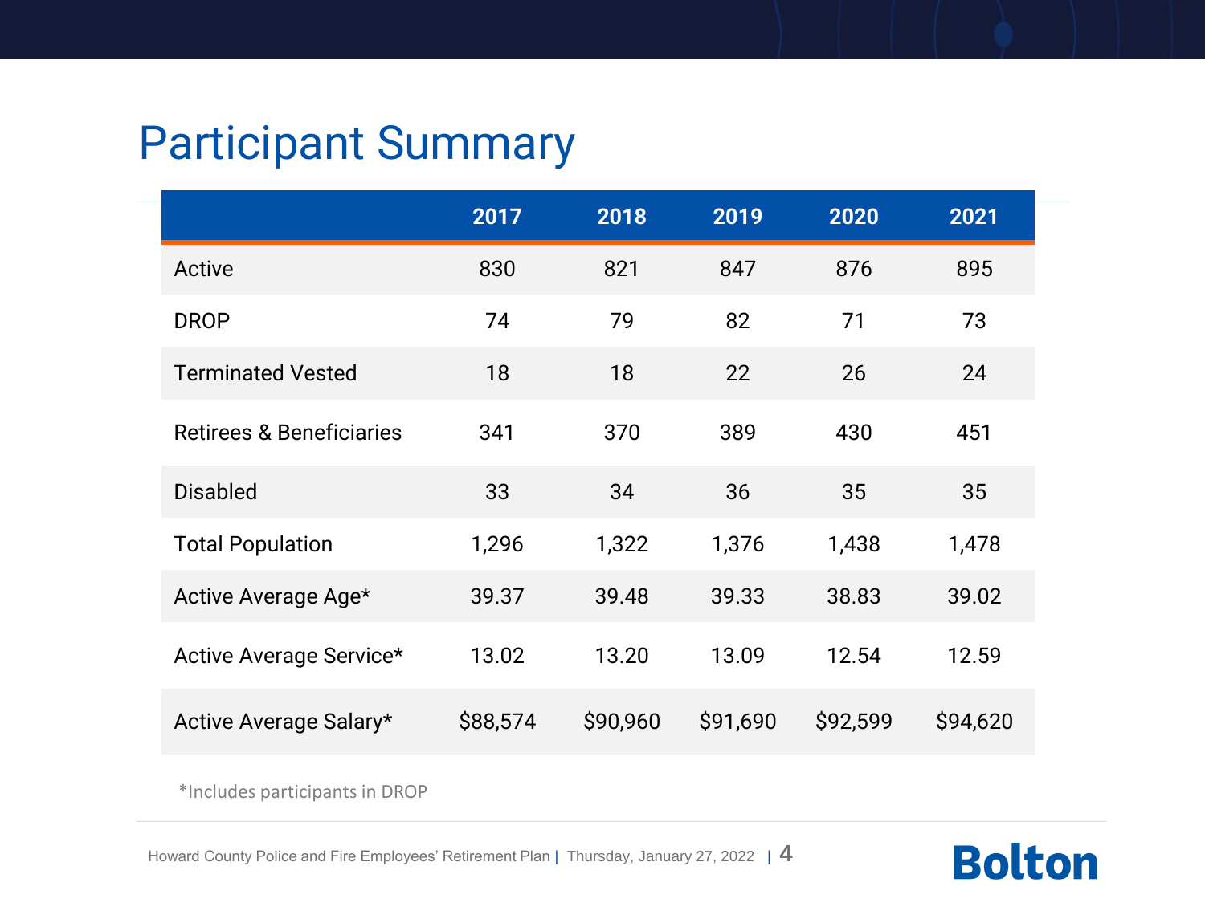# Participant Summary

| | 2017 | 2018 | 2019 | 2020 | 2021 |
|---|---|---|---|---|---|
| Active | 830 | 821 | 847 | 876 | 895 |
| DROP | 74 | 79 | 82 | 71 | 73 |
| Terminated Vested | 18 | 18 | 22 | 26 | 24 |
| Retirees & Beneficiaries | 341 | 370 | 389 | 430 | 451 |
| Disabled | 33 | 34 | 36 | 35 | 35 |
| Total Population | 1,296 | 1,322 | 1,376 | 1,438 | 1,478 |
| Active Average Age* | 39.37 | 39.48 | 39.33 | 38.83 | 39.02 |
| Active Average Service* | 13.02 | 13.20 | 13.09 | 12.54 | 12.59 |
| Active Average Salary* | $88,574 | $90,960 | $91,690 | $92,599 | $94,620 |

*Includes participants in DROP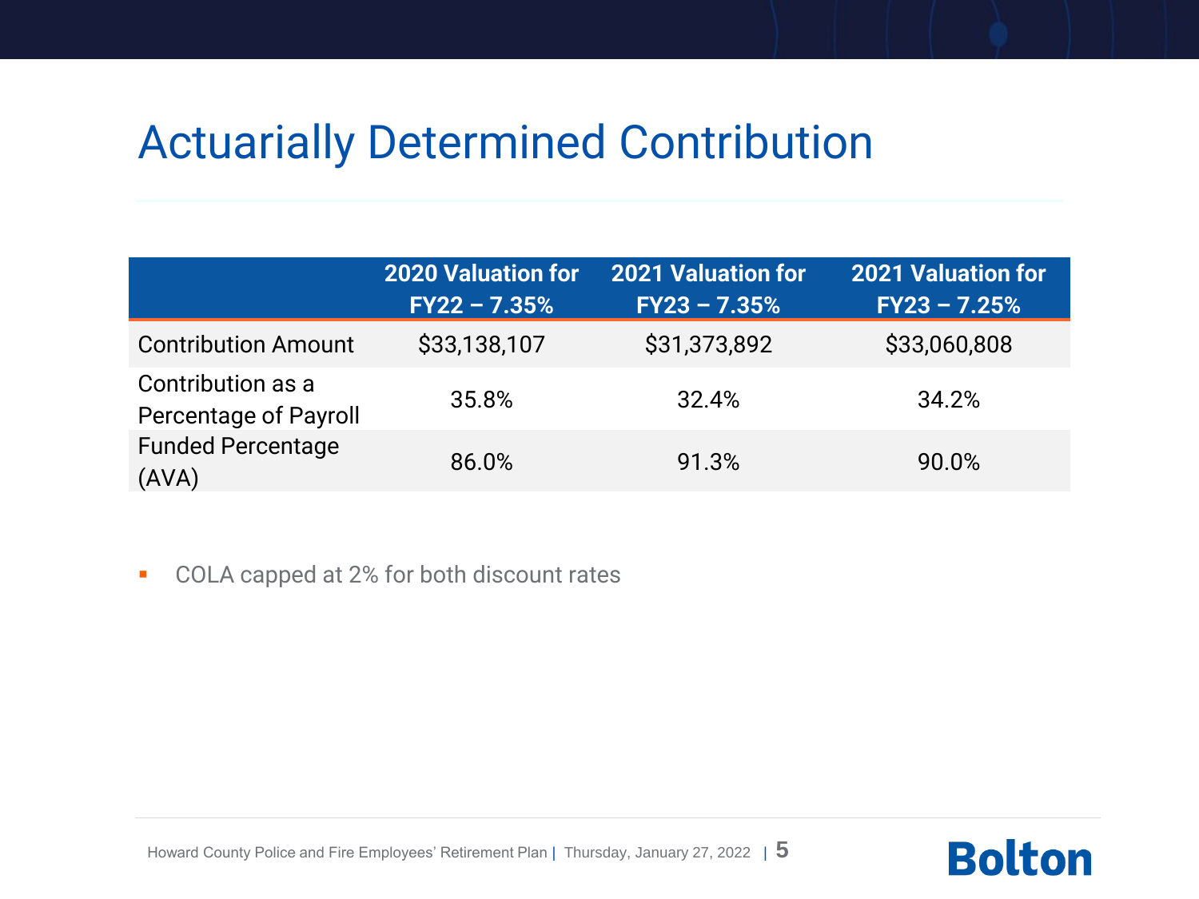# Actuarially Determined Contribution

| | 2020 Valuation for FY22 – 7.35% | 2021 Valuation for FY23 – 7.35% | 2021 Valuation for FY23 – 7.25% |
|---|---|---|---|
| Contribution Amount | $33,138,107 | $31,373,892 | $33,060,808 |
| Contribution as a Percentage of Payroll | 35.8% | 32.4% | 34.2% |
| Funded Percentage (AVA) | 86.0% | 91.3% | 90.0% |

- COLA capped at 2% for both discount rates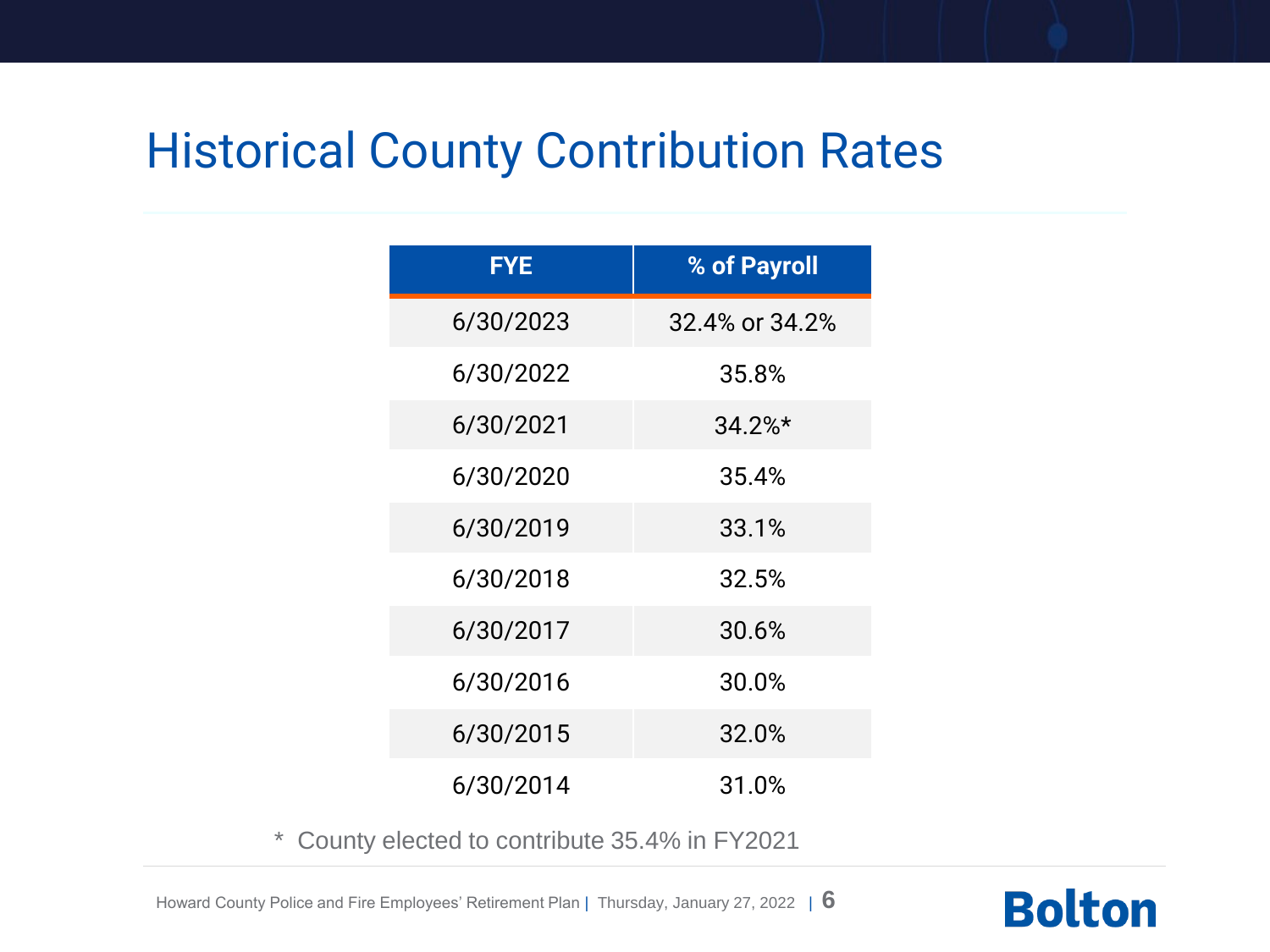# Historical County Contribution Rates

| FYE | % of Payroll |
|---|---|
| 6/30/2023 | 32.4% or 34.2% |
| 6/30/2022 | 35.8% |
| 6/30/2021 | 34.2%* |
| 6/30/2020 | 35.4% |
| 6/30/2019 | 33.1% |
| 6/30/2018 | 32.5% |
| 6/30/2017 | 30.6% |
| 6/30/2016 | 30.0% |
| 6/30/2015 | 32.0% |
| 6/30/2014 | 31.0% |

\* County elected to contribute 35.4% in FY2021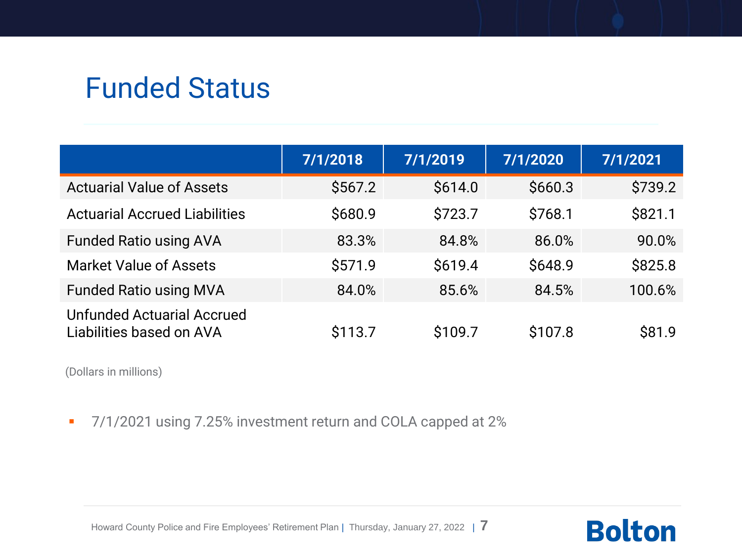# Funded Status

| | 7/1/2018 | 7/1/2019 | 7/1/2020 | 7/1/2021 |
|---|---|---|---|---|
| Actuarial Value of Assets | $567.2 | $614.0 | $660.3 | $739.2 |
| Actuarial Accrued Liabilities | $680.9 | $723.7 | $768.1 | $821.1 |
| Funded Ratio using AVA | 83.3% | 84.8% | 86.0% | 90.0% |
| Market Value of Assets | $571.9 | $619.4 | $648.9 | $825.8 |
| Funded Ratio using MVA | 84.0% | 85.6% | 84.5% | 100.6% |
| Unfunded Actuarial Accrued Liabilities based on AVA | $113.7 | $109.7 | $107.8 | $81.9 |

(Dollars in millions)

- 7/1/2021 using 7.25% investment return and COLA capped at 2%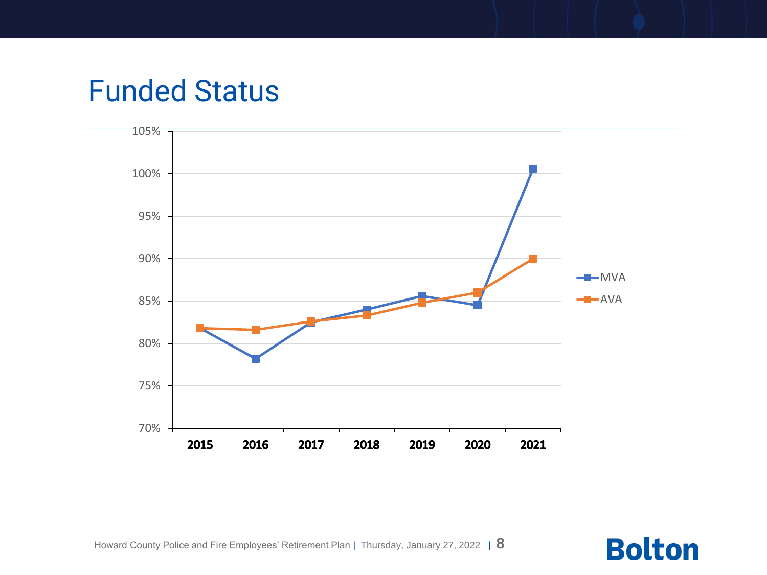# Funded Status

105%
100%
95%
90%
85%
80%
75%
70%

2015
2016
2017
2018
2019
2020
2021

MVA
AVA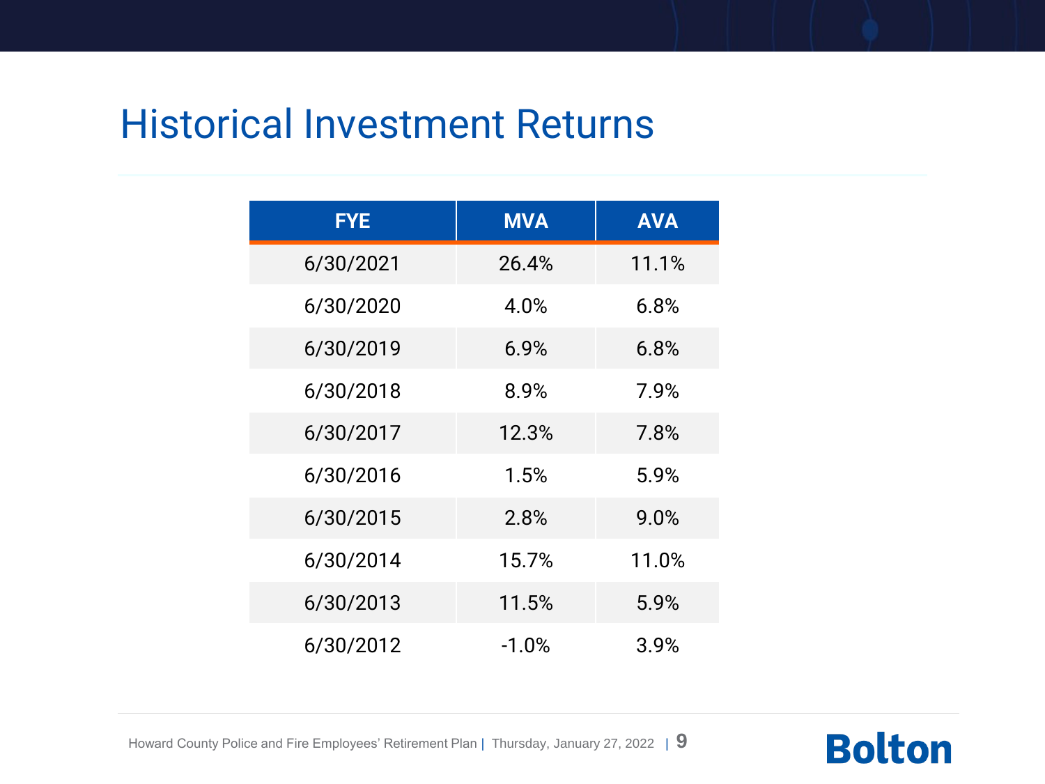# Historical Investment Returns

| FYE | MVA | AVA |
| --- | --- | --- |
| 6/30/2021 | 26.4% | 11.1% |
| 6/30/2020 | 4.0% | 6.8% |
| 6/30/2019 | 6.9% | 6.8% |
| 6/30/2018 | 8.9% | 7.9% |
| 6/30/2017 | 12.3% | 7.8% |
| 6/30/2016 | 1.5% | 5.9% |
| 6/30/2015 | 2.8% | 9.0% |
| 6/30/2014 | 15.7% | 11.0% |
| 6/30/2013 | 11.5% | 5.9% |
| 6/30/2012 | -1.0% | 3.9% |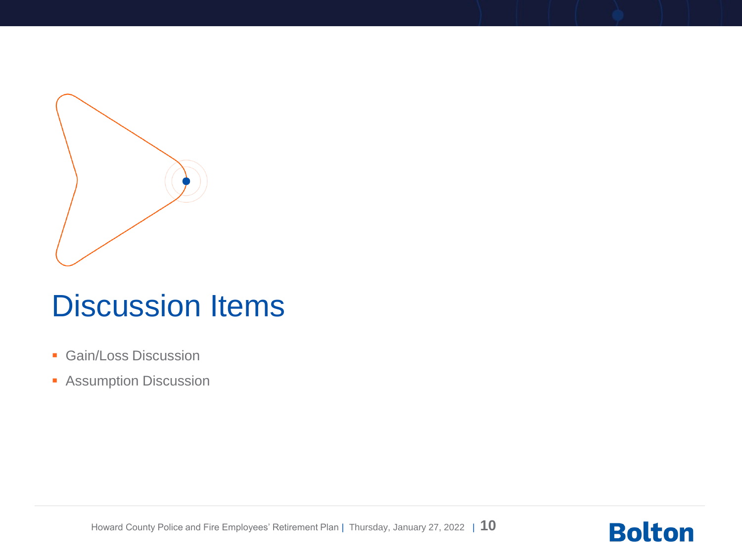# Discussion Items

- Gain/Loss Discussion
- Assumption Discussion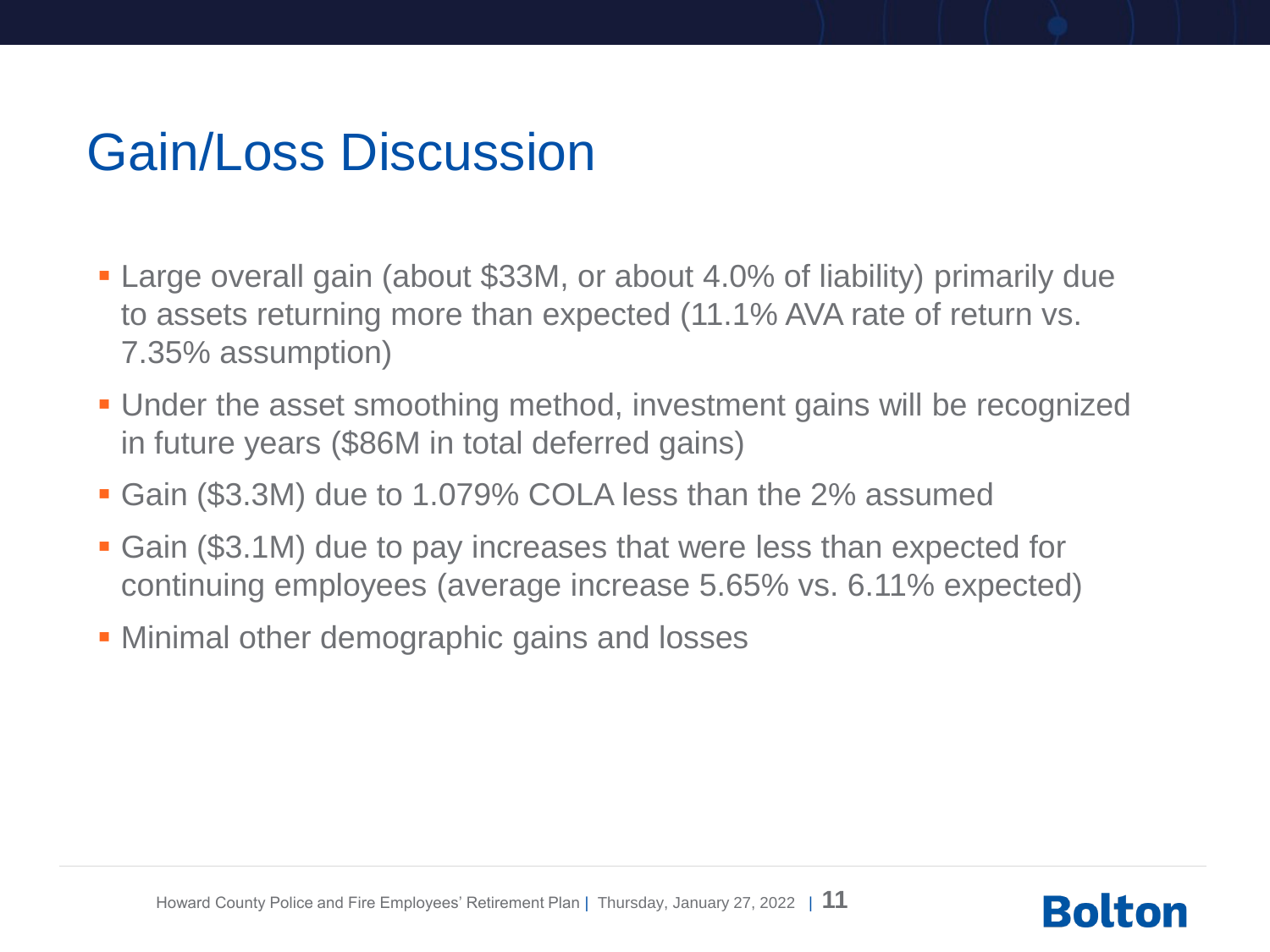# Gain/Loss Discussion

- Large overall gain (about $33M, or about 4.0% of liability) primarily due to assets returning more than expected (11.1% AVA rate of return vs. 7.35% assumption)
- Under the asset smoothing method, investment gains will be recognized in future years ($86M in total deferred gains)
- Gain ($3.3M) due to 1.079% COLA less than the 2% assumed
- Gain ($3.1M) due to pay increases that were less than expected for continuing employees (average increase 5.65% vs. 6.11% expected)
- Minimal other demographic gains and losses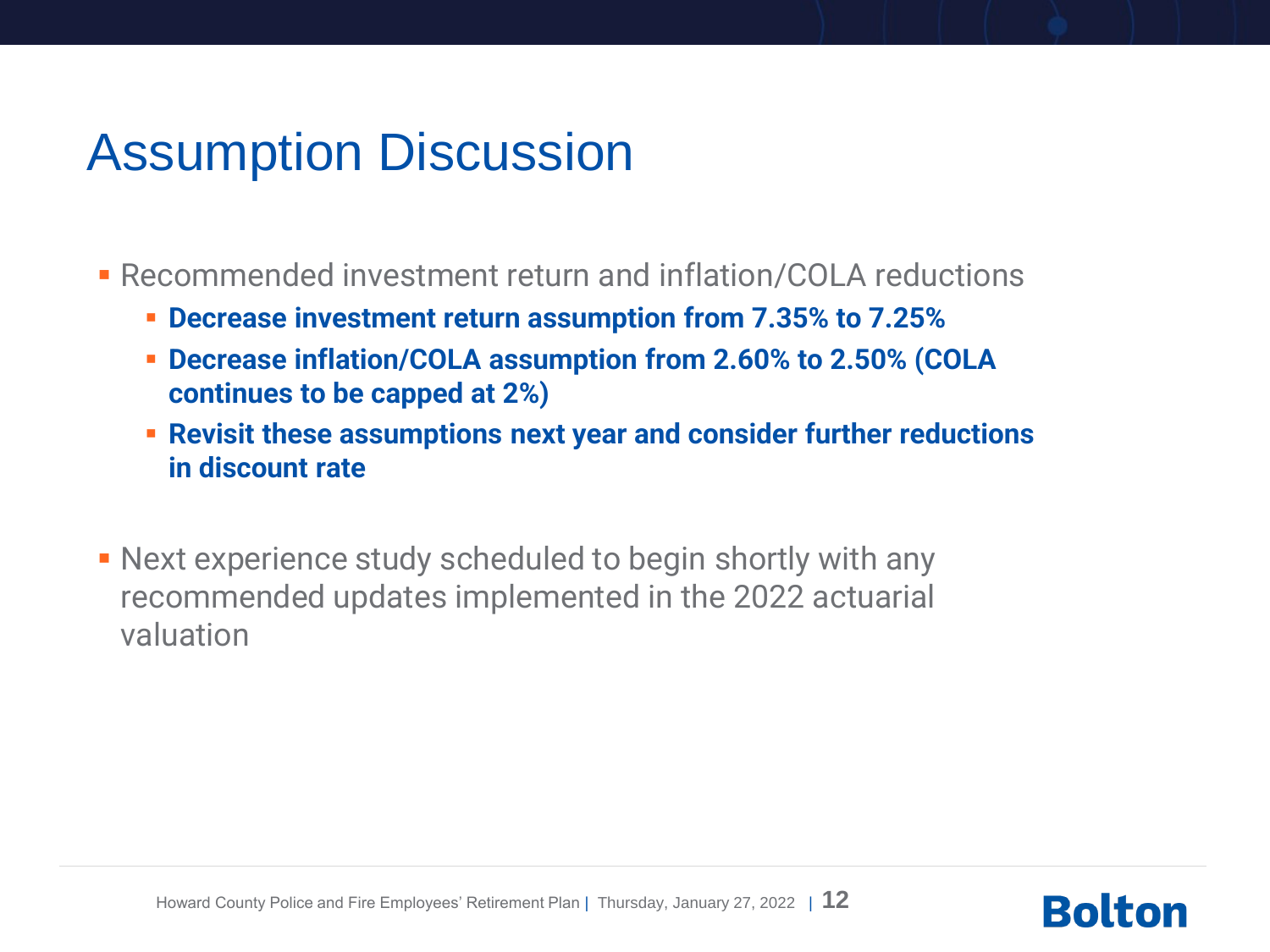# Assumption Discussion

- Recommended investment return and inflation/COLA reductions
  - **Decrease investment return assumption from 7.35% to 7.25%**
  - **Decrease inflation/COLA assumption from 2.60% to 2.50% (COLA continues to be capped at 2%)**
  - **Revisit these assumptions next year and consider further reductions in discount rate**

- Next experience study scheduled to begin shortly with any recommended updates implemented in the 2022 actuarial valuation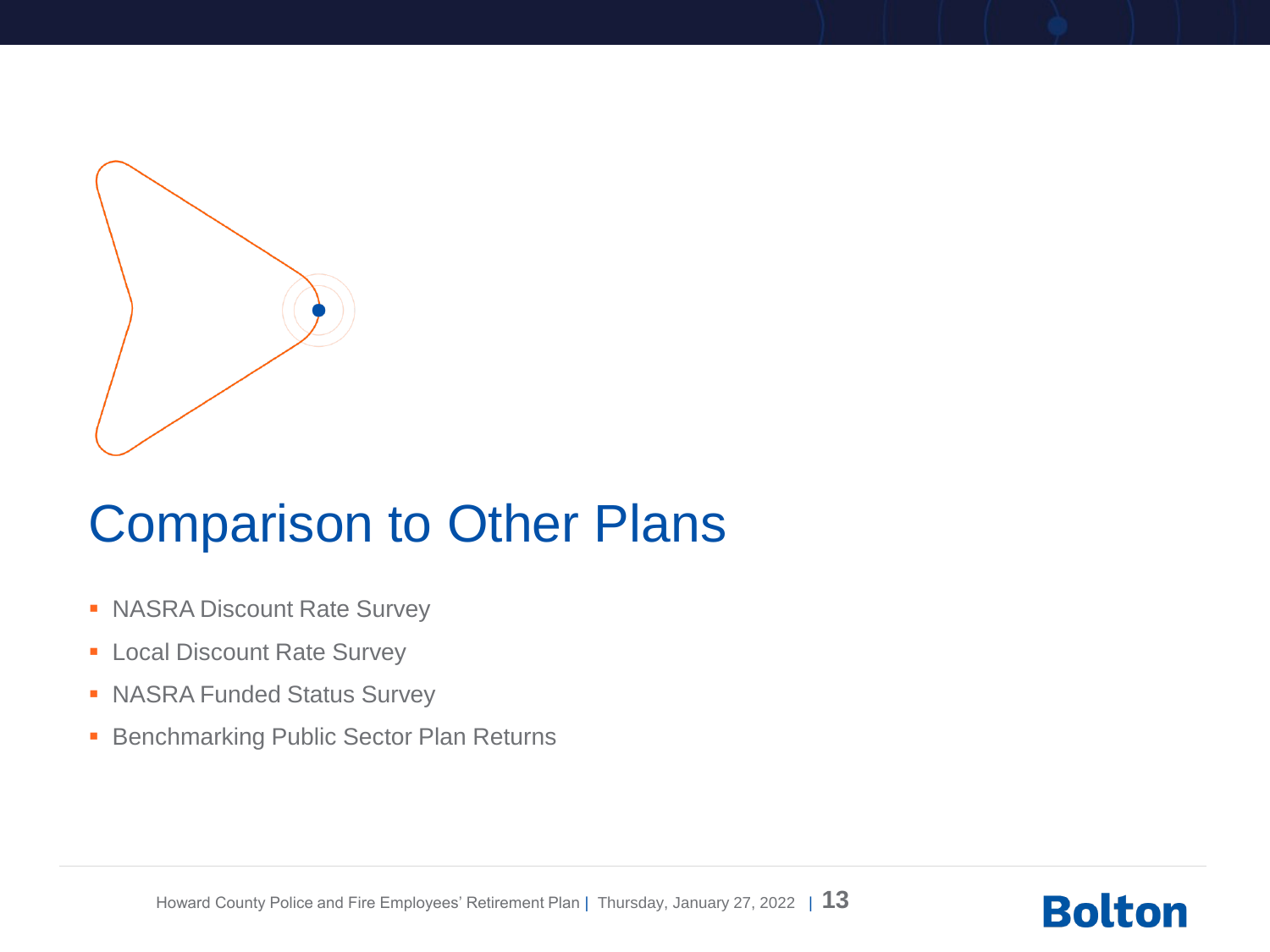# Comparison to Other Plans

- NASRA Discount Rate Survey
- Local Discount Rate Survey
- NASRA Funded Status Survey
- Benchmarking Public Sector Plan Returns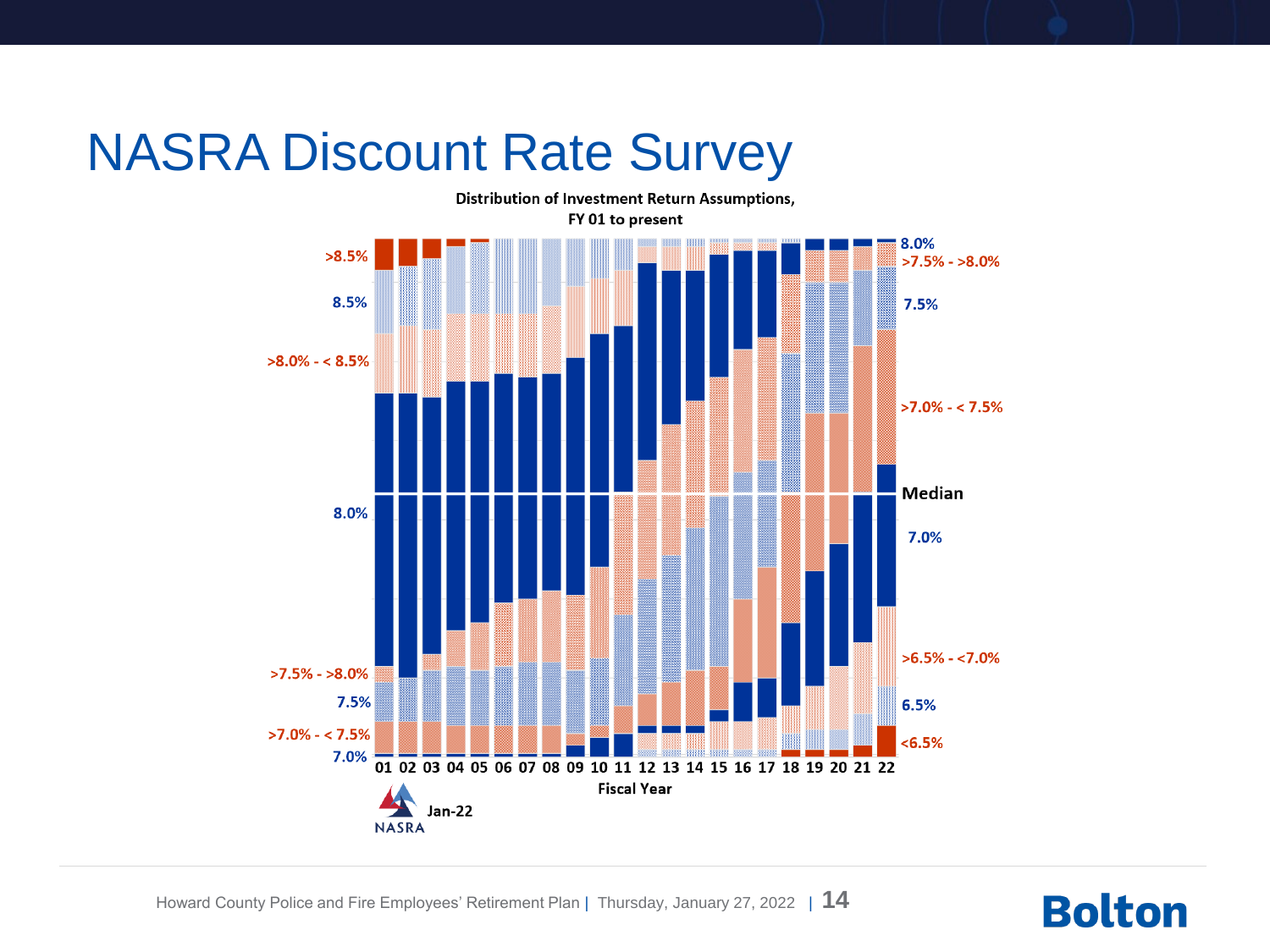# NASRA Discount Rate Survey

Distribution of Investment Return Assumptions,
FY 01 to present

>8.5%
8.5%
>8.0% - < 8.5%
8.0%
>7.5% - >8.0%
7.5%
>7.0% - < 7.5%
7.0%

8.0%
>7.5% - >8.0%
7.5%
>7.0% - < 7.5%
Median
7.0%
>6.5% - <7.0%
6.5%
<6.5%

01 02 03 04 05 06 07 08 09 10 11 12 13 14 15 16 17 18 19 20 21 22

Fiscal Year

NASRA Jan-22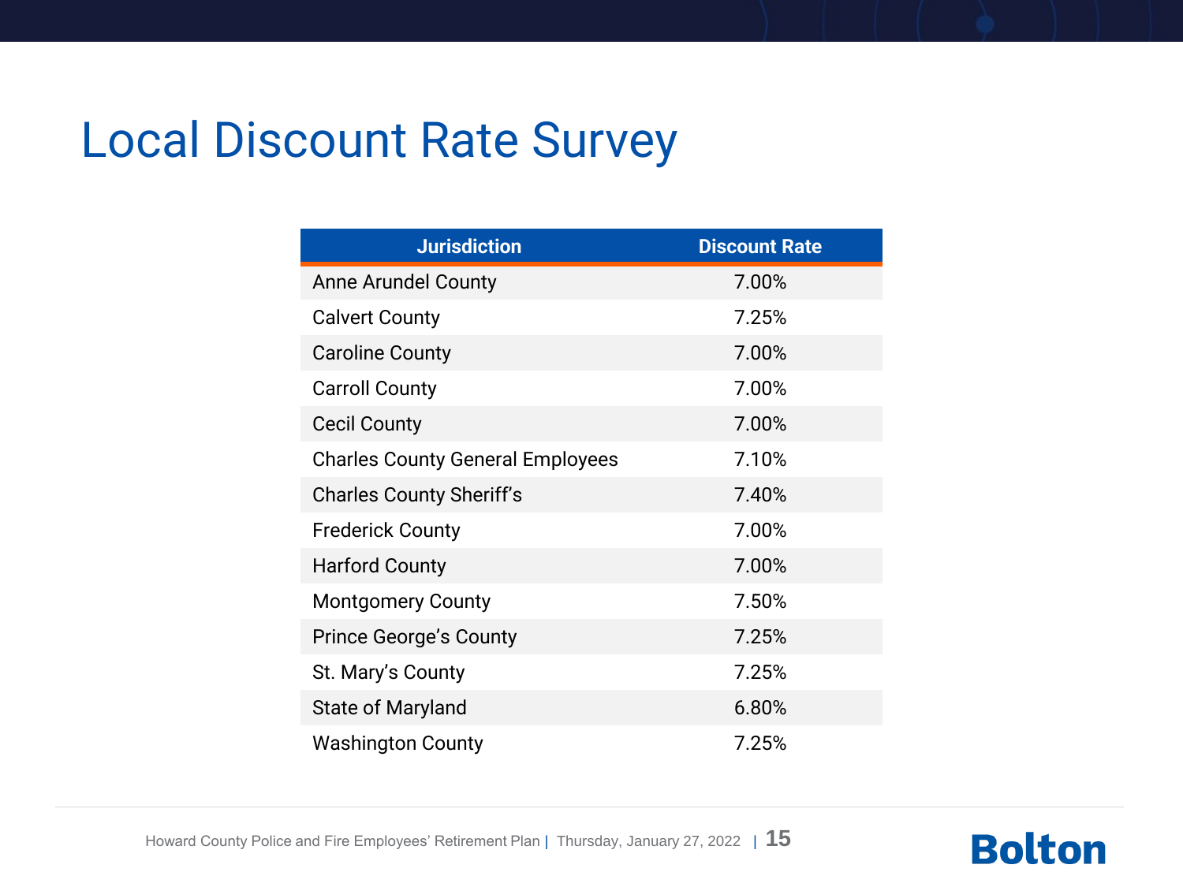# Local Discount Rate Survey

| Jurisdiction | Discount Rate |
|---|---|
| Anne Arundel County | 7.00% |
| Calvert County | 7.25% |
| Caroline County | 7.00% |
| Carroll County | 7.00% |
| Cecil County | 7.00% |
| Charles County General Employees | 7.10% |
| Charles County Sheriff's | 7.40% |
| Frederick County | 7.00% |
| Harford County | 7.00% |
| Montgomery County | 7.50% |
| Prince George's County | 7.25% |
| St. Mary's County | 7.25% |
| State of Maryland | 6.80% |
| Washington County | 7.25% |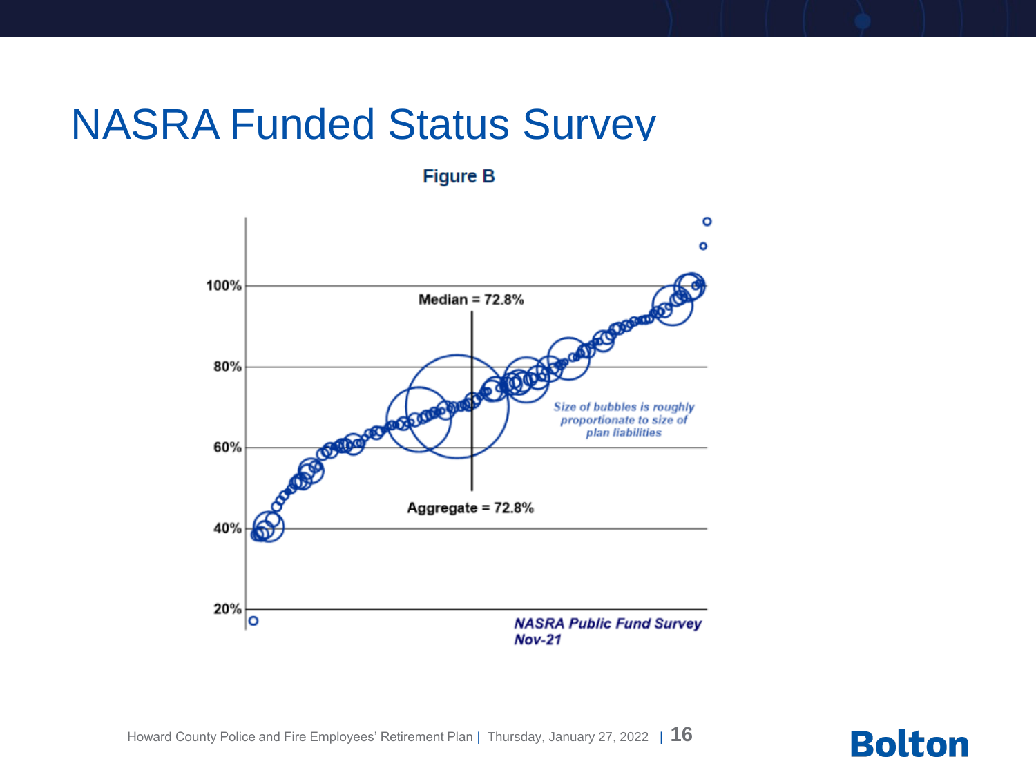# NASRA Funded Status Survey

**Figure B**

100%

80%

60%

40%

20%

Median = 72.8%

Aggregate = 72.8%

*Size of bubbles is roughly proportionate to size of plan liabilities*

***NASRA Public Fund Survey Nov-21***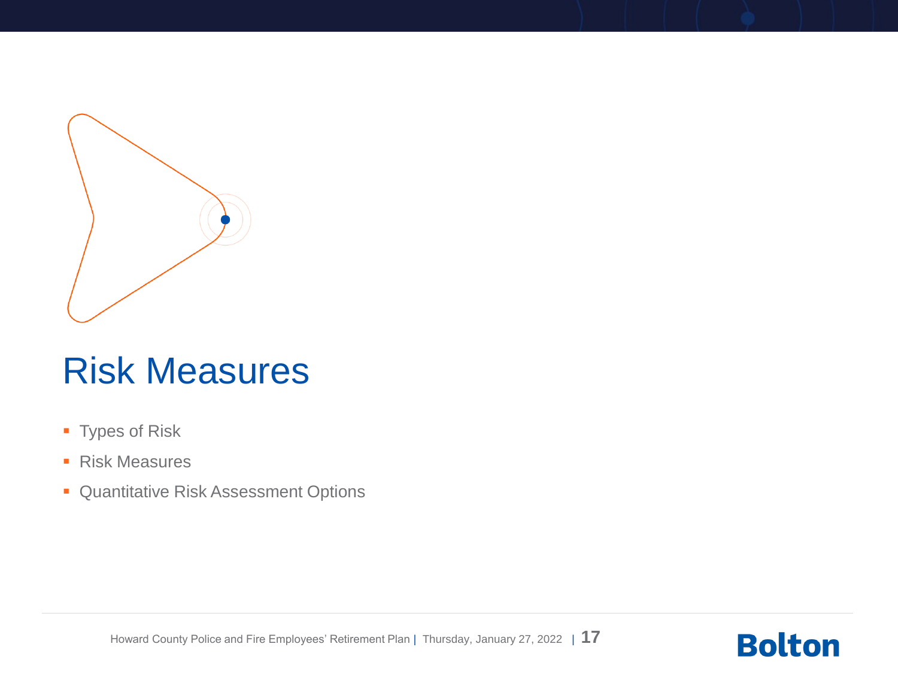# Risk Measures

- Types of Risk
- Risk Measures
- Quantitative Risk Assessment Options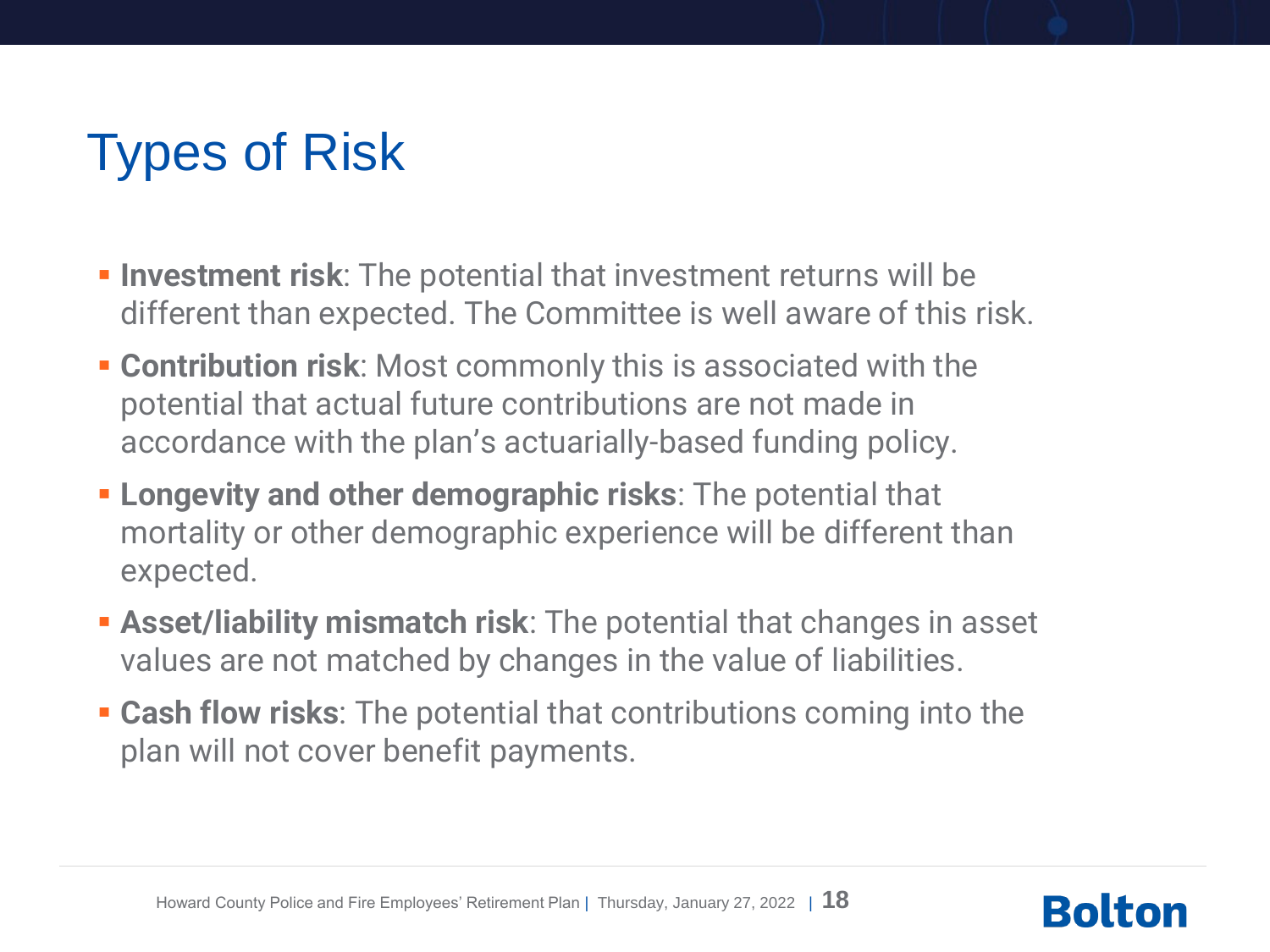# Types of Risk

- **Investment risk**: The potential that investment returns will be different than expected. The Committee is well aware of this risk.
- **Contribution risk**: Most commonly this is associated with the potential that actual future contributions are not made in accordance with the plan's actuarially-based funding policy.
- **Longevity and other demographic risks**: The potential that mortality or other demographic experience will be different than expected.
- **Asset/liability mismatch risk**: The potential that changes in asset values are not matched by changes in the value of liabilities.
- **Cash flow risks**: The potential that contributions coming into the plan will not cover benefit payments.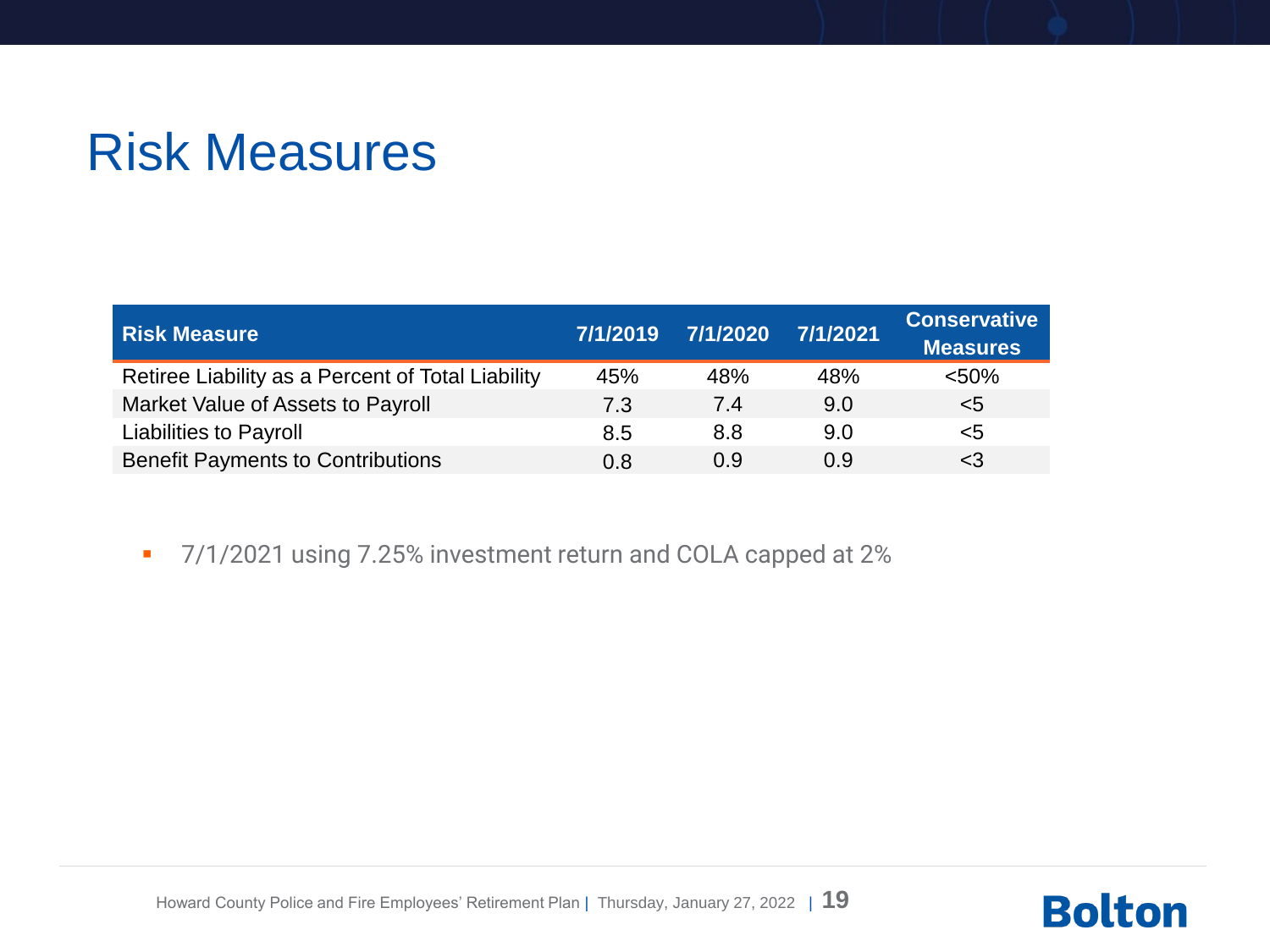# Risk Measures

| Risk Measure | 7/1/2019 | 7/1/2020 | 7/1/2021 | Conservative Measures |
|---|---|---|---|---|
| Retiree Liability as a Percent of Total Liability | 45% | 48% | 48% | <50% |
| Market Value of Assets to Payroll | 7.3 | 7.4 | 9.0 | <5 |
| Liabilities to Payroll | 8.5 | 8.8 | 9.0 | <5 |
| Benefit Payments to Contributions | 0.8 | 0.9 | 0.9 | <3 |

- 7/1/2021 using 7.25% investment return and COLA capped at 2%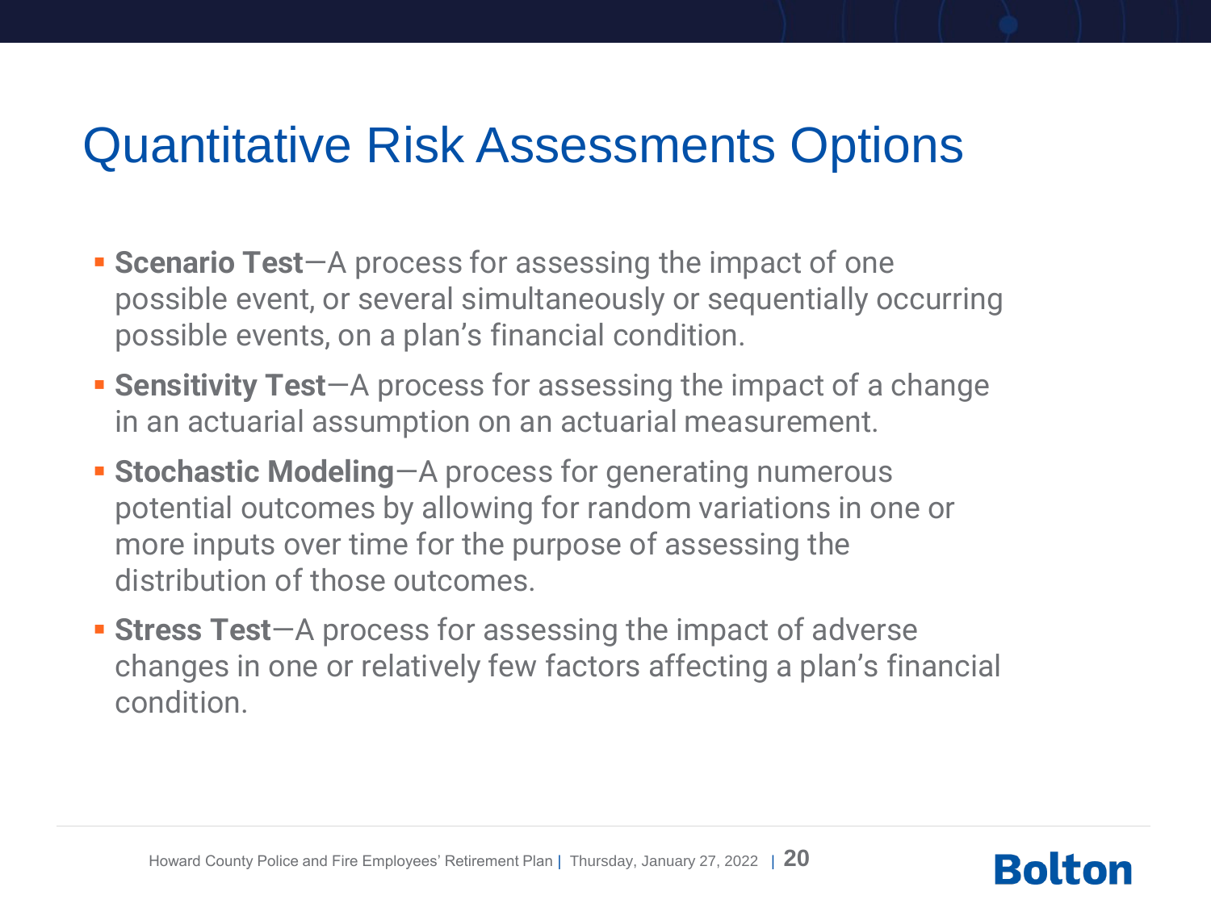# Quantitative Risk Assessments Options

- **Scenario Test**—A process for assessing the impact of one possible event, or several simultaneously or sequentially occurring possible events, on a plan's financial condition.
- **Sensitivity Test**—A process for assessing the impact of a change in an actuarial assumption on an actuarial measurement.
- **Stochastic Modeling**—A process for generating numerous potential outcomes by allowing for random variations in one or more inputs over time for the purpose of assessing the distribution of those outcomes.
- **Stress Test**—A process for assessing the impact of adverse changes in one or relatively few factors affecting a plan's financial condition.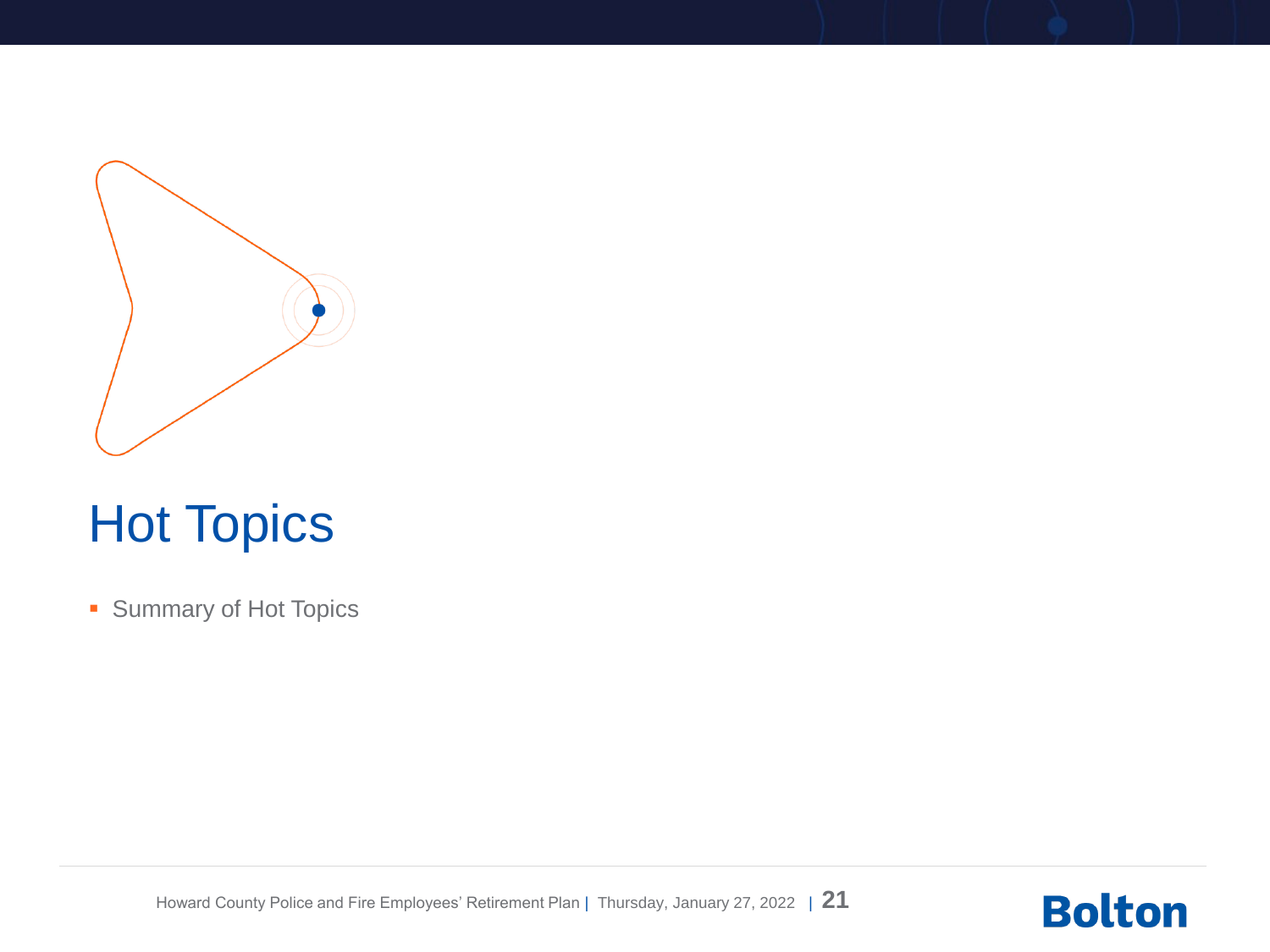# Hot Topics

- Summary of Hot Topics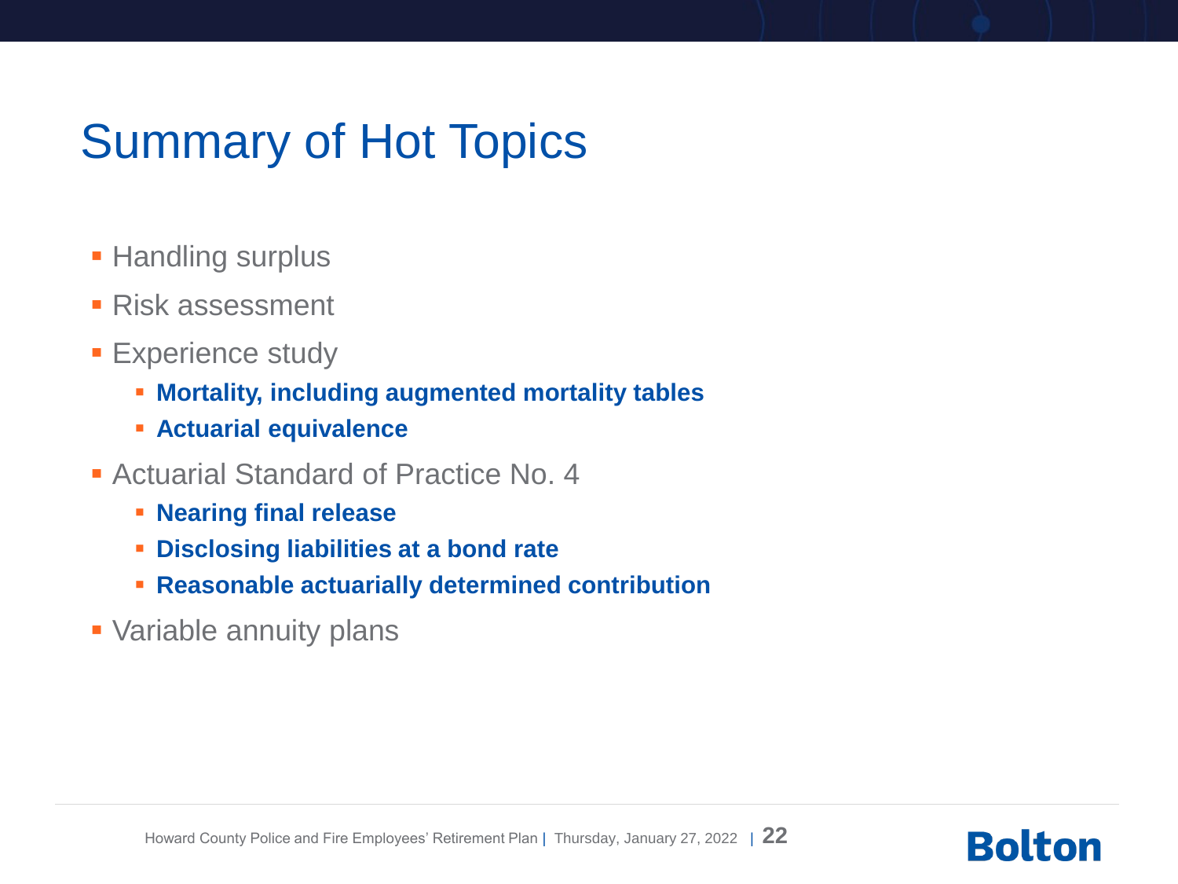# Summary of Hot Topics

- Handling surplus
- Risk assessment
- Experience study
  - **Mortality, including augmented mortality tables**
  - **Actuarial equivalence**
- Actuarial Standard of Practice No. 4
  - **Nearing final release**
  - **Disclosing liabilities at a bond rate**
  - **Reasonable actuarially determined contribution**
- Variable annuity plans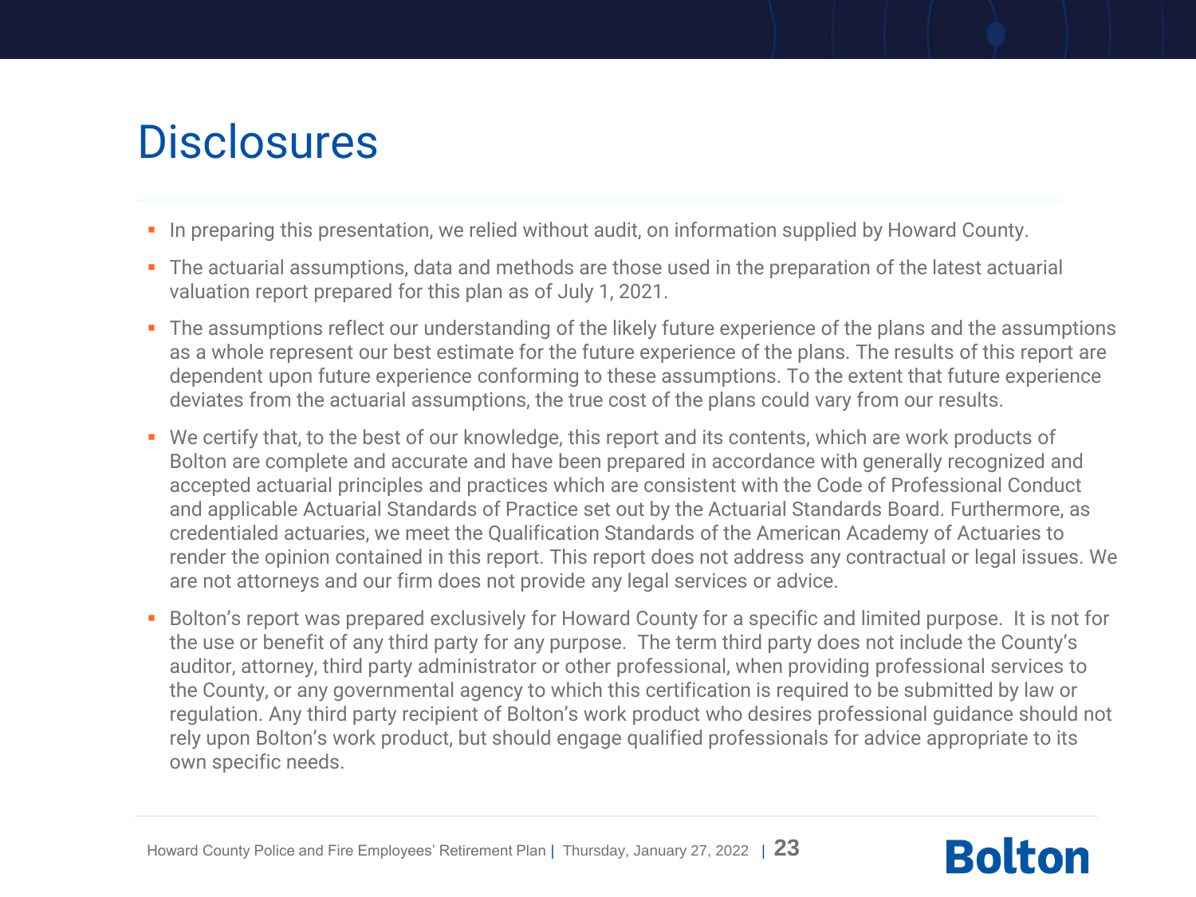# Disclosures

- In preparing this presentation, we relied without audit, on information supplied by Howard County.
- The actuarial assumptions, data and methods are those used in the preparation of the latest actuarial valuation report prepared for this plan as of July 1, 2021.
- The assumptions reflect our understanding of the likely future experience of the plans and the assumptions as a whole represent our best estimate for the future experience of the plans. The results of this report are dependent upon future experience conforming to these assumptions. To the extent that future experience deviates from the actuarial assumptions, the true cost of the plans could vary from our results.
- We certify that, to the best of our knowledge, this report and its contents, which are work products of Bolton are complete and accurate and have been prepared in accordance with generally recognized and accepted actuarial principles and practices which are consistent with the Code of Professional Conduct and applicable Actuarial Standards of Practice set out by the Actuarial Standards Board. Furthermore, as credentialed actuaries, we meet the Qualification Standards of the American Academy of Actuaries to render the opinion contained in this report. This report does not address any contractual or legal issues. We are not attorneys and our firm does not provide any legal services or advice.
- Bolton's report was prepared exclusively for Howard County for a specific and limited purpose. It is not for the use or benefit of any third party for any purpose. The term third party does not include the County's auditor, attorney, third party administrator or other professional, when providing professional services to the County, or any governmental agency to which this certification is required to be submitted by law or regulation. Any third party recipient of Bolton's work product who desires professional guidance should not rely upon Bolton's work product, but should engage qualified professionals for advice appropriate to its own specific needs.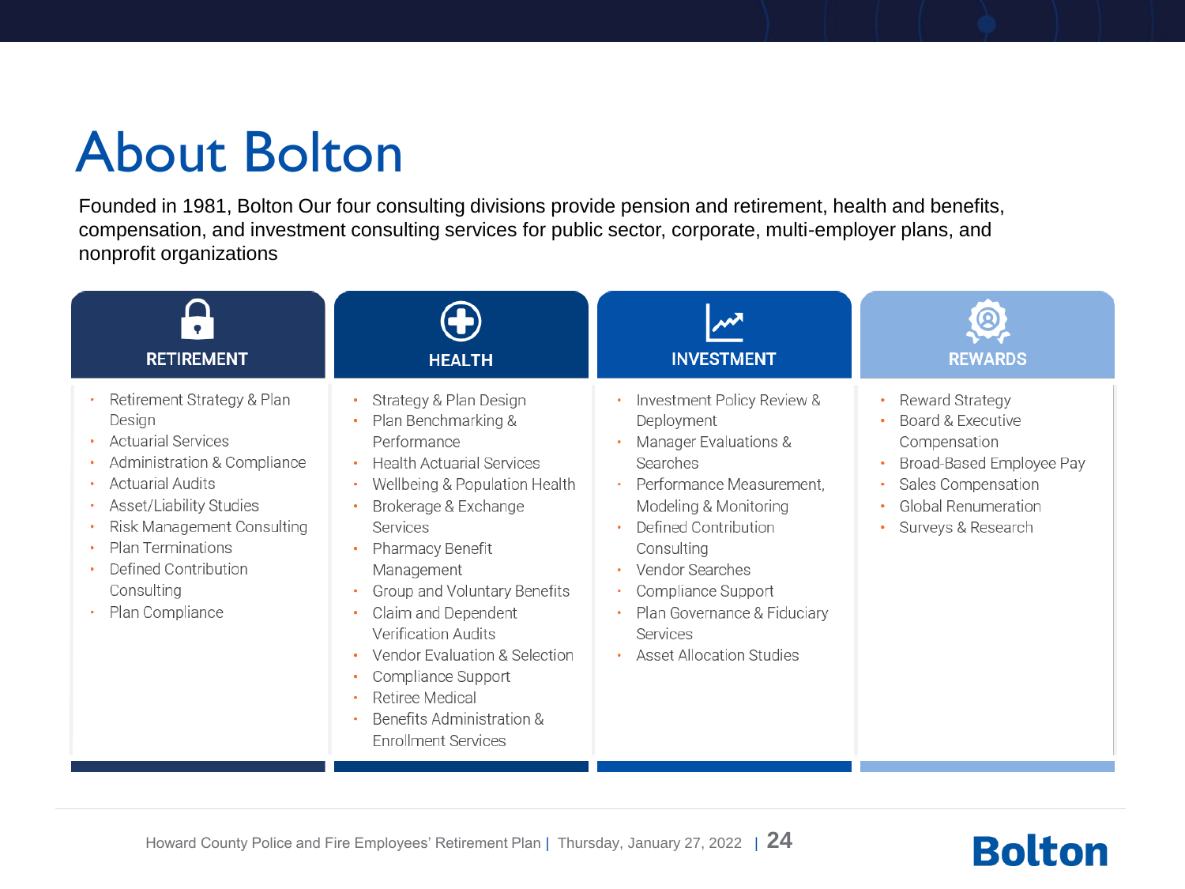# About Bolton

Founded in 1981, Bolton Our four consulting divisions provide pension and retirement, health and benefits, compensation, and investment consulting services for public sector, corporate, multi-employer plans, and nonprofit organizations

## RETIREMENT

- Retirement Strategy & Plan Design
- Actuarial Services
- Administration & Compliance
- Actuarial Audits
- Asset/Liability Studies
- Risk Management Consulting
- Plan Terminations
- Defined Contribution Consulting
- Plan Compliance

## HEALTH

- Strategy & Plan Design
- Plan Benchmarking & Performance
- Health Actuarial Services
- Wellbeing & Population Health
- Brokerage & Exchange Services
- Pharmacy Benefit Management
- Group and Voluntary Benefits
- Claim and Dependent Verification Audits
- Vendor Evaluation & Selection
- Compliance Support
- Retiree Medical
- Benefits Administration & Enrollment Services

## INVESTMENT

- Investment Policy Review & Deployment
- Manager Evaluations & Searches
- Performance Measurement, Modeling & Monitoring
- Defined Contribution Consulting
- Vendor Searches
- Compliance Support
- Plan Governance & Fiduciary Services
- Asset Allocation Studies

## REWARDS

- Reward Strategy
- Board & Executive Compensation
- Broad-Based Employee Pay
- Sales Compensation
- Global Renumeration
- Surveys & Research